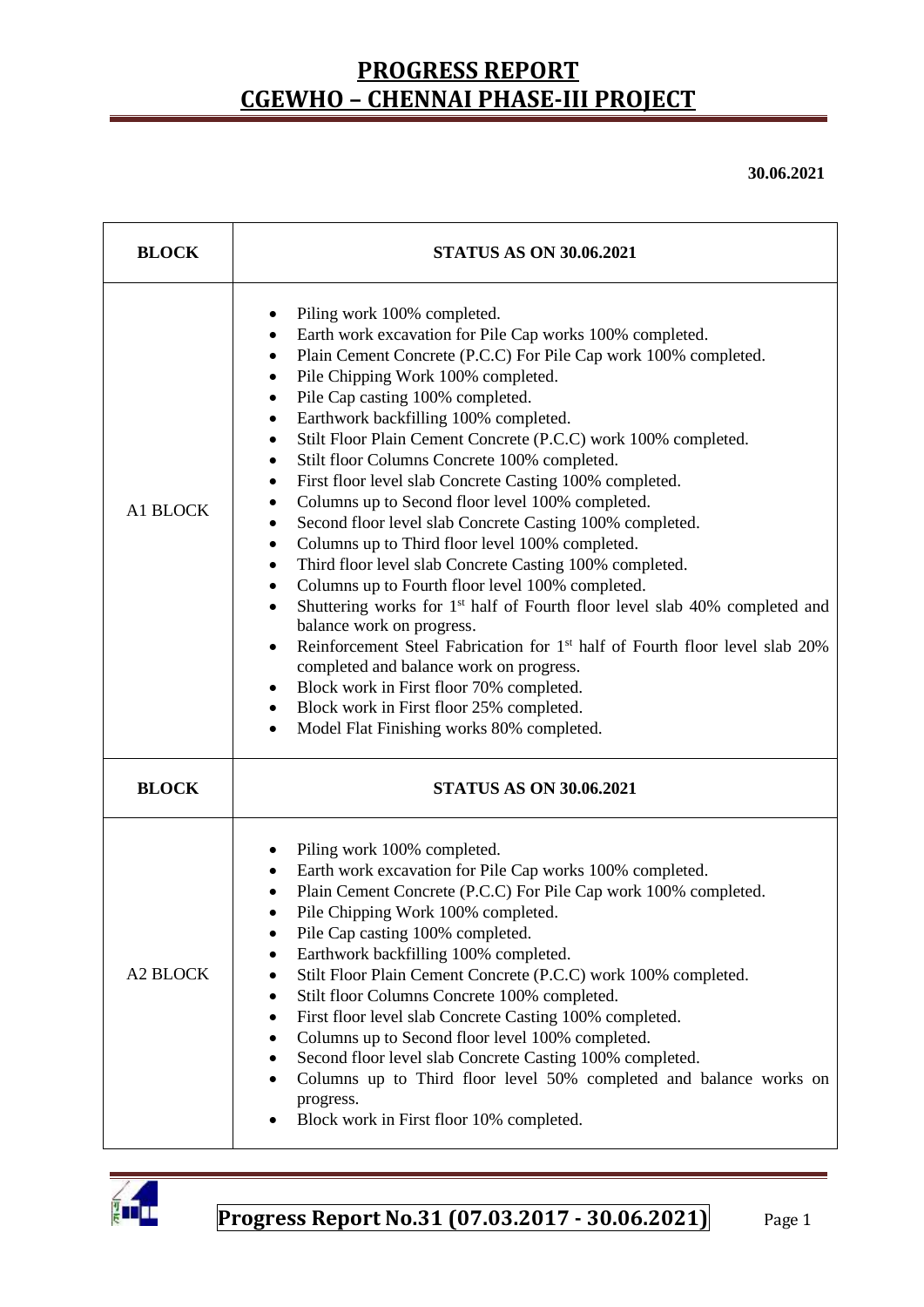# PROGRESS REPORT
# CGEWHO – CHENNAI PHASE-III PROJECT

**30.06.2021**

| BLOCK | STATUS AS ON 30.06.2021 |
|---|---|
| A1 BLOCK | • Piling work 100% completed.<br>• Earth work excavation for Pile Cap works 100% completed.<br>• Plain Cement Concrete (P.C.C) For Pile Cap work 100% completed.<br>• Pile Chipping Work 100% completed.<br>• Pile Cap casting 100% completed.<br>• Earthwork backfilling 100% completed.<br>• Stilt Floor Plain Cement Concrete (P.C.C) work 100% completed.<br>• Stilt floor Columns Concrete 100% completed.<br>• First floor level slab Concrete Casting 100% completed.<br>• Columns up to Second floor level 100% completed.<br>• Second floor level slab Concrete Casting 100% completed.<br>• Columns up to Third floor level 100% completed.<br>• Third floor level slab Concrete Casting 100% completed.<br>• Columns up to Fourth floor level 100% completed.<br>• Shuttering works for 1st half of Fourth floor level slab 40% completed and balance work on progress.<br>• Reinforcement Steel Fabrication for 1st half of Fourth floor level slab 20% completed and balance work on progress.<br>• Block work in First floor 70% completed.<br>• Block work in First floor 25% completed.<br>• Model Flat Finishing works 80% completed. |
| **BLOCK** | **STATUS AS ON 30.06.2021** |
| A2 BLOCK | • Piling work 100% completed.<br>• Earth work excavation for Pile Cap works 100% completed.<br>• Plain Cement Concrete (P.C.C) For Pile Cap work 100% completed.<br>• Pile Chipping Work 100% completed.<br>• Pile Cap casting 100% completed.<br>• Earthwork backfilling 100% completed.<br>• Stilt Floor Plain Cement Concrete (P.C.C) work 100% completed.<br>• Stilt floor Columns Concrete 100% completed.<br>• First floor level slab Concrete Casting 100% completed.<br>• Columns up to Second floor level 100% completed.<br>• Second floor level slab Concrete Casting 100% completed.<br>• Columns up to Third floor level 50% completed and balance works on progress.<br>• Block work in First floor 10% completed. |

**Progress Report No.31 (07.03.2017 - 30.06.2021)**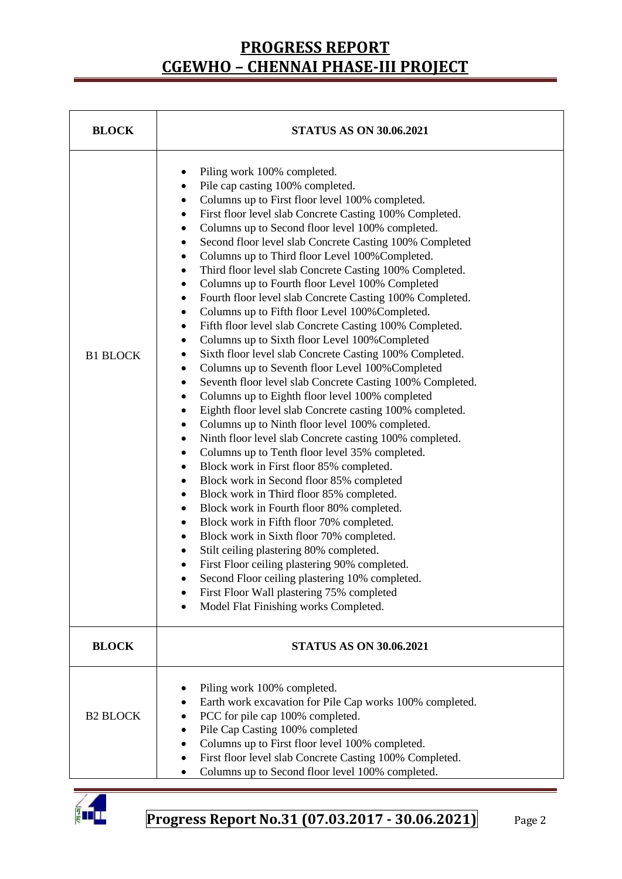| BLOCK | STATUS AS ON 30.06.2021 |
|---|---|
| B1 BLOCK | • Piling work 100% completed.<br>• Pile cap casting 100% completed.<br>• Columns up to First floor level 100% completed.<br>• First floor level slab Concrete Casting 100% Completed.<br>• Columns up to Second floor level 100% completed.<br>• Second floor level slab Concrete Casting 100% Completed<br>• Columns up to Third floor Level 100%Completed.<br>• Third floor level slab Concrete Casting 100% Completed.<br>• Columns up to Fourth floor Level 100% Completed<br>• Fourth floor level slab Concrete Casting 100% Completed.<br>• Columns up to Fifth floor Level 100%Completed.<br>• Fifth floor level slab Concrete Casting 100% Completed.<br>• Columns up to Sixth floor Level 100%Completed<br>• Sixth floor level slab Concrete Casting 100% Completed.<br>• Columns up to Seventh floor Level 100%Completed<br>• Seventh floor level slab Concrete Casting 100% Completed.<br>• Columns up to Eighth floor level 100% completed<br>• Eighth floor level slab Concrete casting 100% completed.<br>• Columns up to Ninth floor level 100% completed.<br>• Ninth floor level slab Concrete casting 100% completed.<br>• Columns up to Tenth floor level 35% completed.<br>• Block work in First floor 85% completed.<br>• Block work in Second floor 85% completed<br>• Block work in Third floor 85% completed.<br>• Block work in Fourth floor 80% completed.<br>• Block work in Fifth floor 70% completed.<br>• Block work in Sixth floor 70% completed.<br>• Stilt ceiling plastering 80% completed.<br>• First Floor ceiling plastering 90% completed.<br>• Second Floor ceiling plastering 10% completed.<br>• First Floor Wall plastering 75% completed<br>• Model Flat Finishing works Completed. |
| **BLOCK** | **STATUS AS ON 30.06.2021** |
| B2 BLOCK | • Piling work 100% completed.<br>• Earth work excavation for Pile Cap works 100% completed.<br>• PCC for pile cap 100% completed.<br>• Pile Cap Casting 100% completed<br>• Columns up to First floor level 100% completed.<br>• First floor level slab Concrete Casting 100% Completed.<br>• Columns up to Second floor level 100% completed. |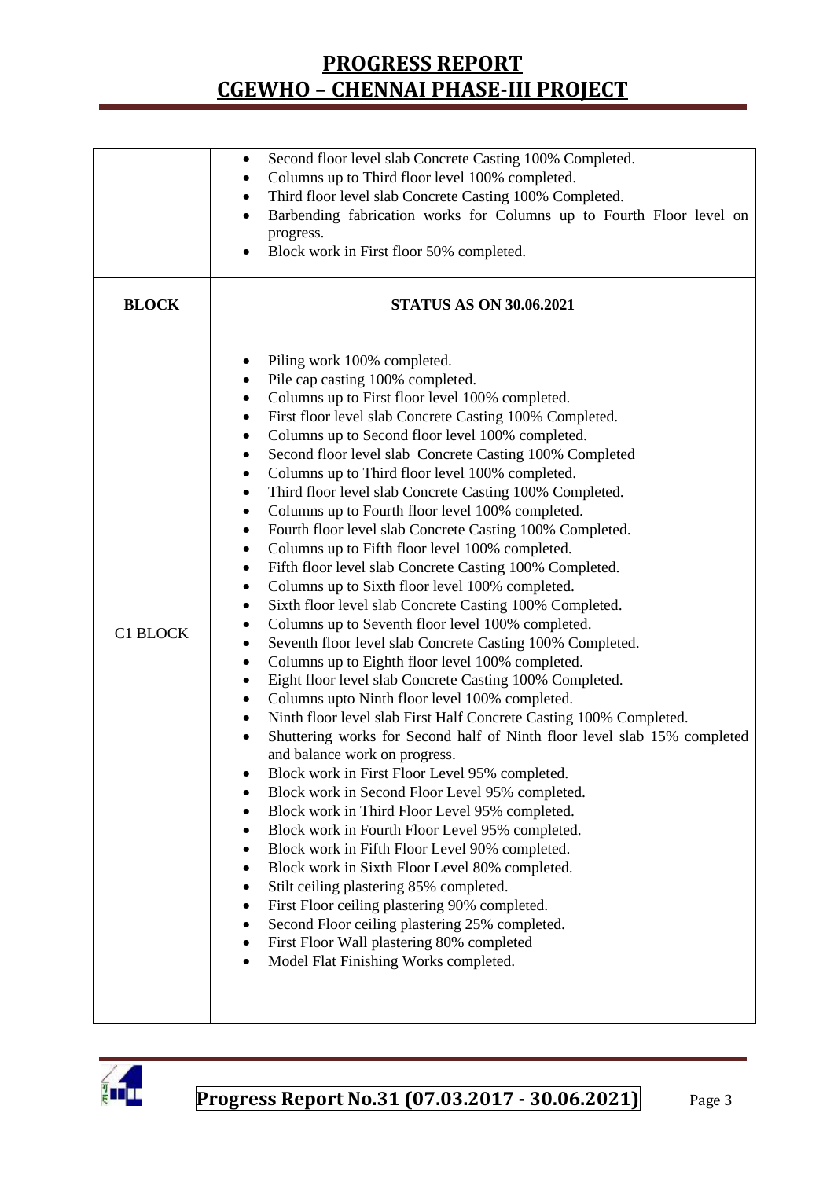| | |
|---|---|
| | • Second floor level slab Concrete Casting 100% Completed.<br>• Columns up to Third floor level 100% completed.<br>• Third floor level slab Concrete Casting 100% Completed.<br>• Barbending fabrication works for Columns up to Fourth Floor level on progress.<br>• Block work in First floor 50% completed. |
| **BLOCK** | **STATUS AS ON 30.06.2021** |
| C1 BLOCK | • Piling work 100% completed.<br>• Pile cap casting 100% completed.<br>• Columns up to First floor level 100% completed.<br>• First floor level slab Concrete Casting 100% Completed.<br>• Columns up to Second floor level 100% completed.<br>• Second floor level slab Concrete Casting 100% Completed<br>• Columns up to Third floor level 100% completed.<br>• Third floor level slab Concrete Casting 100% Completed.<br>• Columns up to Fourth floor level 100% completed.<br>• Fourth floor level slab Concrete Casting 100% Completed.<br>• Columns up to Fifth floor level 100% completed.<br>• Fifth floor level slab Concrete Casting 100% Completed.<br>• Columns up to Sixth floor level 100% completed.<br>• Sixth floor level slab Concrete Casting 100% Completed.<br>• Columns up to Seventh floor level 100% completed.<br>• Seventh floor level slab Concrete Casting 100% Completed.<br>• Columns up to Eighth floor level 100% completed.<br>• Eight floor level slab Concrete Casting 100% Completed.<br>• Columns upto Ninth floor level 100% completed.<br>• Ninth floor level slab First Half Concrete Casting 100% Completed.<br>• Shuttering works for Second half of Ninth floor level slab 15% completed and balance work on progress.<br>• Block work in First Floor Level 95% completed.<br>• Block work in Second Floor Level 95% completed.<br>• Block work in Third Floor Level 95% completed.<br>• Block work in Fourth Floor Level 95% completed.<br>• Block work in Fifth Floor Level 90% completed.<br>• Block work in Sixth Floor Level 80% completed.<br>• Stilt ceiling plastering 85% completed.<br>• First Floor ceiling plastering 90% completed.<br>• Second Floor ceiling plastering 25% completed.<br>• First Floor Wall plastering 80% completed<br>• Model Flat Finishing Works completed. |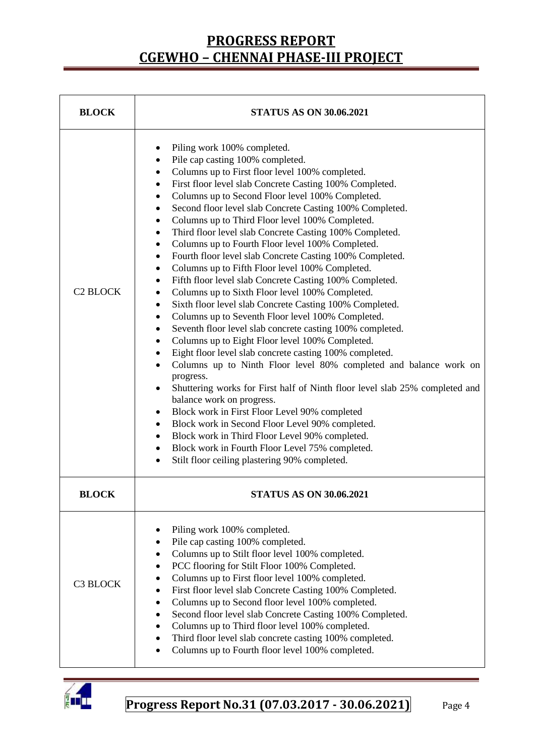| BLOCK | STATUS AS ON 30.06.2021 |
|---|---|
| C2 BLOCK | • Piling work 100% completed.<br>• Pile cap casting 100% completed.<br>• Columns up to First floor level 100% completed.<br>• First floor level slab Concrete Casting 100% Completed.<br>• Columns up to Second Floor level 100% Completed.<br>• Second floor level slab Concrete Casting 100% Completed.<br>• Columns up to Third Floor level 100% Completed.<br>• Third floor level slab Concrete Casting 100% Completed.<br>• Columns up to Fourth Floor level 100% Completed.<br>• Fourth floor level slab Concrete Casting 100% Completed.<br>• Columns up to Fifth Floor level 100% Completed.<br>• Fifth floor level slab Concrete Casting 100% Completed.<br>• Columns up to Sixth Floor level 100% Completed.<br>• Sixth floor level slab Concrete Casting 100% Completed.<br>• Columns up to Seventh Floor level 100% Completed.<br>• Seventh floor level slab concrete casting 100% completed.<br>• Columns up to Eight Floor level 100% Completed.<br>• Eight floor level slab concrete casting 100% completed.<br>• Columns up to Ninth Floor level 80% completed and balance work on progress.<br>• Shuttering works for First half of Ninth floor level slab 25% completed and balance work on progress.<br>• Block work in First Floor Level 90% completed<br>• Block work in Second Floor Level 90% completed.<br>• Block work in Third Floor Level 90% completed.<br>• Block work in Fourth Floor Level 75% completed.<br>• Stilt floor ceiling plastering 90% completed. |
| **BLOCK** | **STATUS AS ON 30.06.2021** |
| C3 BLOCK | • Piling work 100% completed.<br>• Pile cap casting 100% completed.<br>• Columns up to Stilt floor level 100% completed.<br>• PCC flooring for Stilt Floor 100% Completed.<br>• Columns up to First floor level 100% completed.<br>• First floor level slab Concrete Casting 100% Completed.<br>• Columns up to Second floor level 100% completed.<br>• Second floor level slab Concrete Casting 100% Completed.<br>• Columns up to Third floor level 100% completed.<br>• Third floor level slab concrete casting 100% completed.<br>• Columns up to Fourth floor level 100% completed. |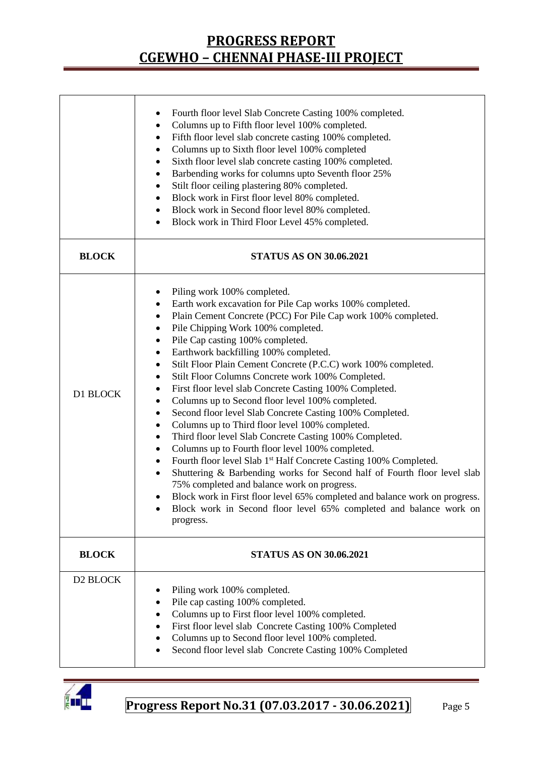| | |
|---|---|
| | • Fourth floor level Slab Concrete Casting 100% completed.<br>• Columns up to Fifth floor level 100% completed.<br>• Fifth floor level slab concrete casting 100% completed.<br>• Columns up to Sixth floor level 100% completed<br>• Sixth floor level slab concrete casting 100% completed.<br>• Barbending works for columns upto Seventh floor 25%<br>• Stilt floor ceiling plastering 80% completed.<br>• Block work in First floor level 80% completed.<br>• Block work in Second floor level 80% completed.<br>• Block work in Third Floor Level 45% completed. |
| **BLOCK** | **STATUS AS ON 30.06.2021** |
| D1 BLOCK | • Piling work 100% completed.<br>• Earth work excavation for Pile Cap works 100% completed.<br>• Plain Cement Concrete (PCC) For Pile Cap work 100% completed.<br>• Pile Chipping Work 100% completed.<br>• Pile Cap casting 100% completed.<br>• Earthwork backfilling 100% completed.<br>• Stilt Floor Plain Cement Concrete (P.C.C) work 100% completed.<br>• Stilt Floor Columns Concrete work 100% Completed.<br>• First floor level slab Concrete Casting 100% Completed.<br>• Columns up to Second floor level 100% completed.<br>• Second floor level Slab Concrete Casting 100% Completed.<br>• Columns up to Third floor level 100% completed.<br>• Third floor level Slab Concrete Casting 100% Completed.<br>• Columns up to Fourth floor level 100% completed.<br>• Fourth floor level Slab 1st Half Concrete Casting 100% Completed.<br>• Shuttering & Barbending works for Second half of Fourth floor level slab 75% completed and balance work on progress.<br>• Block work in First floor level 65% completed and balance work on progress.<br>• Block work in Second floor level 65% completed and balance work on progress. |
| **BLOCK** | **STATUS AS ON 30.06.2021** |
| D2 BLOCK | • Piling work 100% completed.<br>• Pile cap casting 100% completed.<br>• Columns up to First floor level 100% completed.<br>• First floor level slab Concrete Casting 100% Completed<br>• Columns up to Second floor level 100% completed.<br>• Second floor level slab Concrete Casting 100% Completed |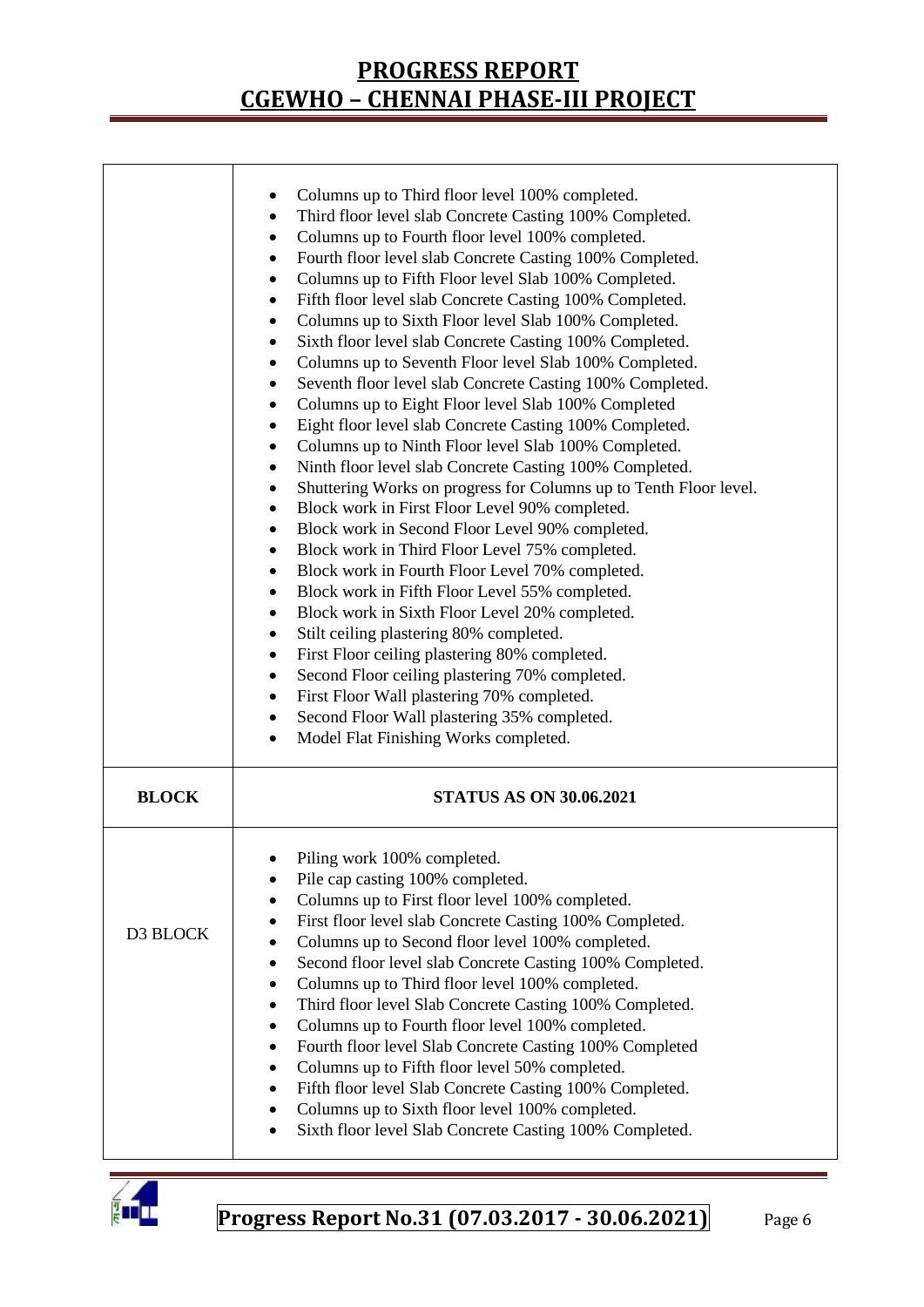| | |
|---|---|
| | • Columns up to Third floor level 100% completed.<br>• Third floor level slab Concrete Casting 100% Completed.<br>• Columns up to Fourth floor level 100% completed.<br>• Fourth floor level slab Concrete Casting 100% Completed.<br>• Columns up to Fifth Floor level Slab 100% Completed.<br>• Fifth floor level slab Concrete Casting 100% Completed.<br>• Columns up to Sixth Floor level Slab 100% Completed.<br>• Sixth floor level slab Concrete Casting 100% Completed.<br>• Columns up to Seventh Floor level Slab 100% Completed.<br>• Seventh floor level slab Concrete Casting 100% Completed.<br>• Columns up to Eight Floor level Slab 100% Completed<br>• Eight floor level slab Concrete Casting 100% Completed.<br>• Columns up to Ninth Floor level Slab 100% Completed.<br>• Ninth floor level slab Concrete Casting 100% Completed.<br>• Shuttering Works on progress for Columns up to Tenth Floor level.<br>• Block work in First Floor Level 90% completed.<br>• Block work in Second Floor Level 90% completed.<br>• Block work in Third Floor Level 75% completed.<br>• Block work in Fourth Floor Level 70% completed.<br>• Block work in Fifth Floor Level 55% completed.<br>• Block work in Sixth Floor Level 20% completed.<br>• Stilt ceiling plastering 80% completed.<br>• First Floor ceiling plastering 80% completed.<br>• Second Floor ceiling plastering 70% completed.<br>• First Floor Wall plastering 70% completed.<br>• Second Floor Wall plastering 35% completed.<br>• Model Flat Finishing Works completed. |
| **BLOCK** | **STATUS AS ON 30.06.2021** |
| D3 BLOCK | • Piling work 100% completed.<br>• Pile cap casting 100% completed.<br>• Columns up to First floor level 100% completed.<br>• First floor level slab Concrete Casting 100% Completed.<br>• Columns up to Second floor level 100% completed.<br>• Second floor level slab Concrete Casting 100% Completed.<br>• Columns up to Third floor level 100% completed.<br>• Third floor level Slab Concrete Casting 100% Completed.<br>• Columns up to Fourth floor level 100% completed.<br>• Fourth floor level Slab Concrete Casting 100% Completed<br>• Columns up to Fifth floor level 50% completed.<br>• Fifth floor level Slab Concrete Casting 100% Completed.<br>• Columns up to Sixth floor level 100% completed.<br>• Sixth floor level Slab Concrete Casting 100% Completed. |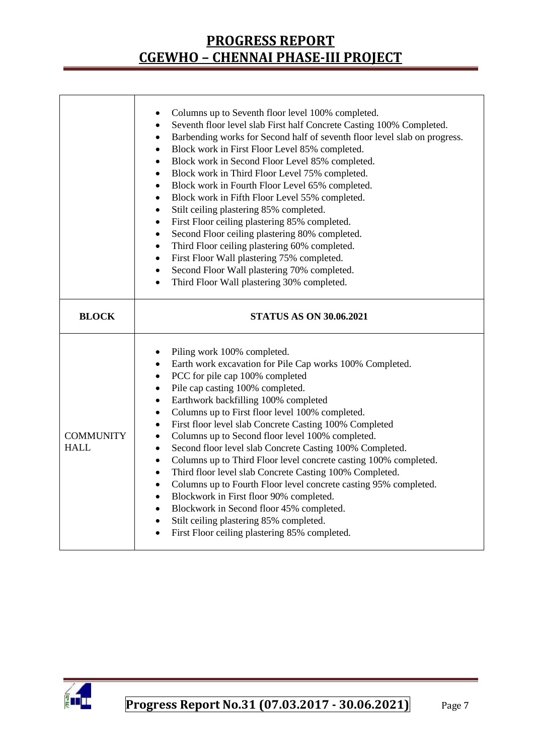| | |
|---|---|
| | • Columns up to Seventh floor level 100% completed.<br>• Seventh floor level slab First half Concrete Casting 100% Completed.<br>• Barbending works for Second half of seventh floor level slab on progress.<br>• Block work in First Floor Level 85% completed.<br>• Block work in Second Floor Level 85% completed.<br>• Block work in Third Floor Level 75% completed.<br>• Block work in Fourth Floor Level 65% completed.<br>• Block work in Fifth Floor Level 55% completed.<br>• Stilt ceiling plastering 85% completed.<br>• First Floor ceiling plastering 85% completed.<br>• Second Floor ceiling plastering 80% completed.<br>• Third Floor ceiling plastering 60% completed.<br>• First Floor Wall plastering 75% completed.<br>• Second Floor Wall plastering 70% completed.<br>• Third Floor Wall plastering 30% completed. |
| **BLOCK** | **STATUS AS ON 30.06.2021** |
| COMMUNITY HALL | • Piling work 100% completed.<br>• Earth work excavation for Pile Cap works 100% Completed.<br>• PCC for pile cap 100% completed<br>• Pile cap casting 100% completed.<br>• Earthwork backfilling 100% completed<br>• Columns up to First floor level 100% completed.<br>• First floor level slab Concrete Casting 100% Completed<br>• Columns up to Second floor level 100% completed.<br>• Second floor level slab Concrete Casting 100% Completed.<br>• Columns up to Third Floor level concrete casting 100% completed.<br>• Third floor level slab Concrete Casting 100% Completed.<br>• Columns up to Fourth Floor level concrete casting 95% completed.<br>• Blockwork in First floor 90% completed.<br>• Blockwork in Second floor 45% completed.<br>• Stilt ceiling plastering 85% completed.<br>• First Floor ceiling plastering 85% completed. |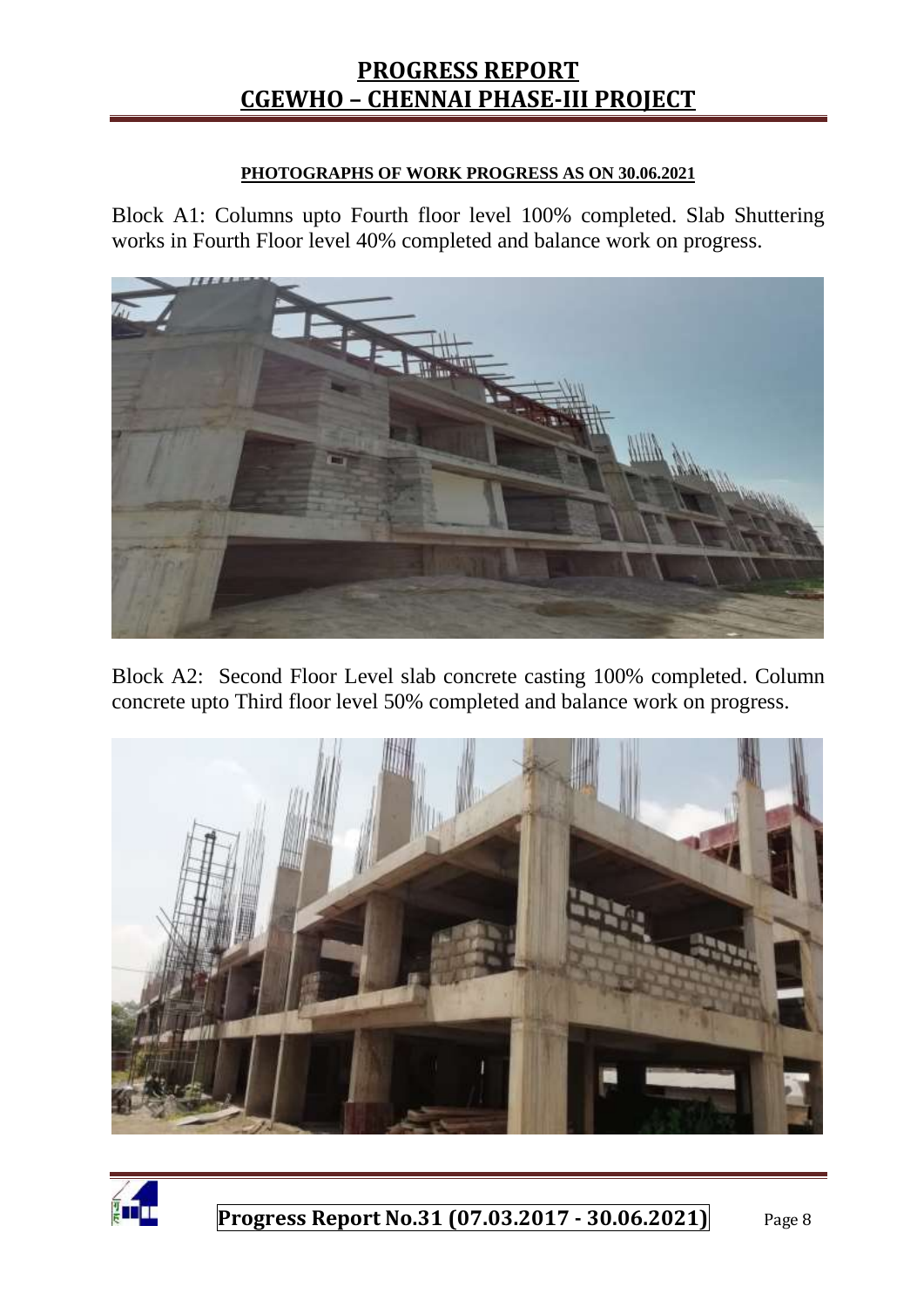**PHOTOGRAPHS OF WORK PROGRESS AS ON 30.06.2021**

Block A1: Columns upto Fourth floor level 100% completed. Slab Shuttering works in Fourth Floor level 40% completed and balance work on progress.

Block A2: Second Floor Level slab concrete casting 100% completed. Column concrete upto Third floor level 50% completed and balance work on progress.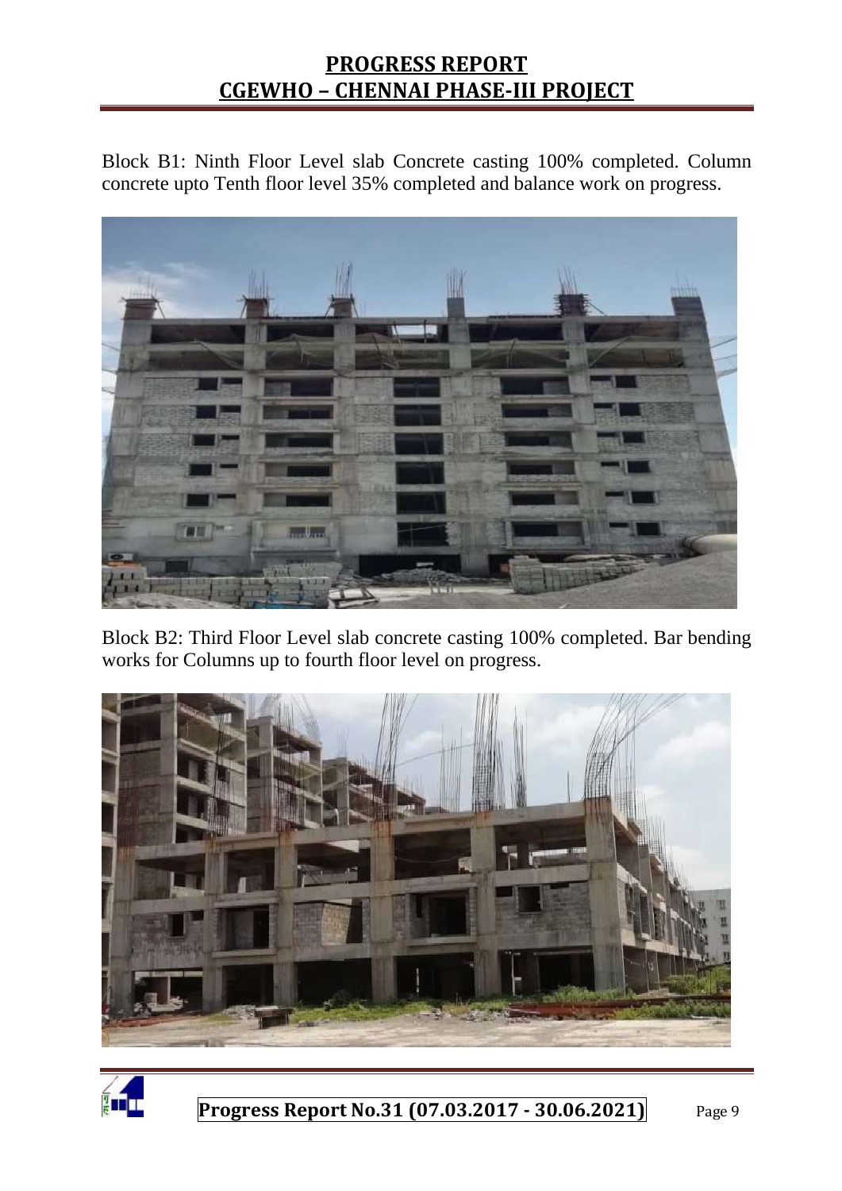Block B1: Ninth Floor Level slab Concrete casting 100% completed. Column concrete upto Tenth floor level 35% completed and balance work on progress.

Block B2: Third Floor Level slab concrete casting 100% completed. Bar bending works for Columns up to fourth floor level on progress.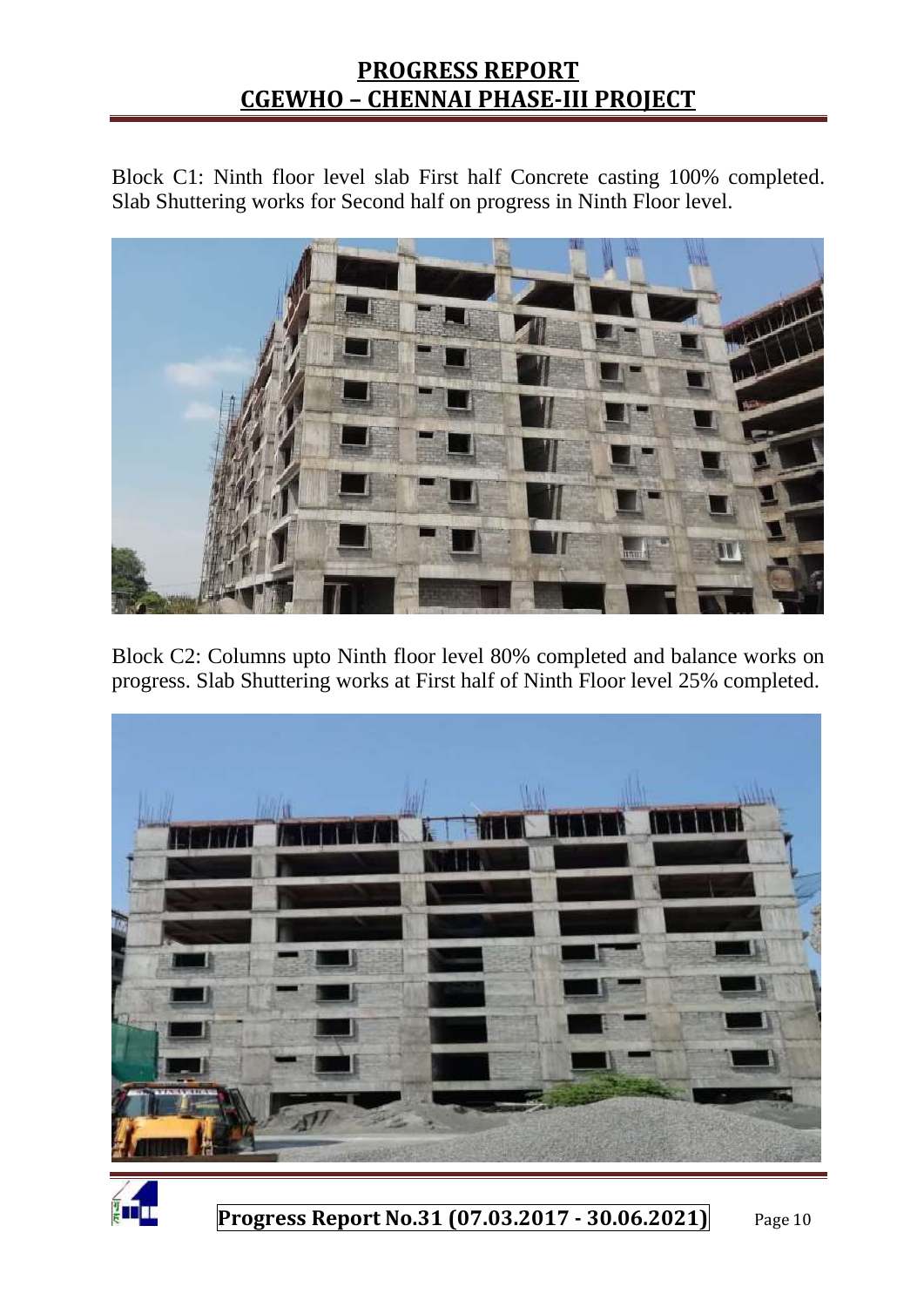Block C1: Ninth floor level slab First half Concrete casting 100% completed. Slab Shuttering works for Second half on progress in Ninth Floor level.

Block C2: Columns upto Ninth floor level 80% completed and balance works on progress. Slab Shuttering works at First half of Ninth Floor level 25% completed.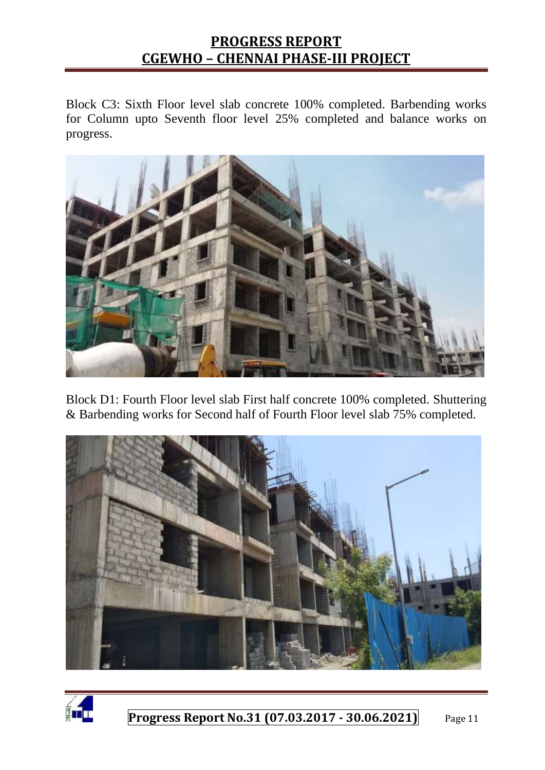Block C3: Sixth Floor level slab concrete 100% completed. Barbending works for Column upto Seventh floor level 25% completed and balance works on progress.

Block D1: Fourth Floor level slab First half concrete 100% completed. Shuttering & Barbending works for Second half of Fourth Floor level slab 75% completed.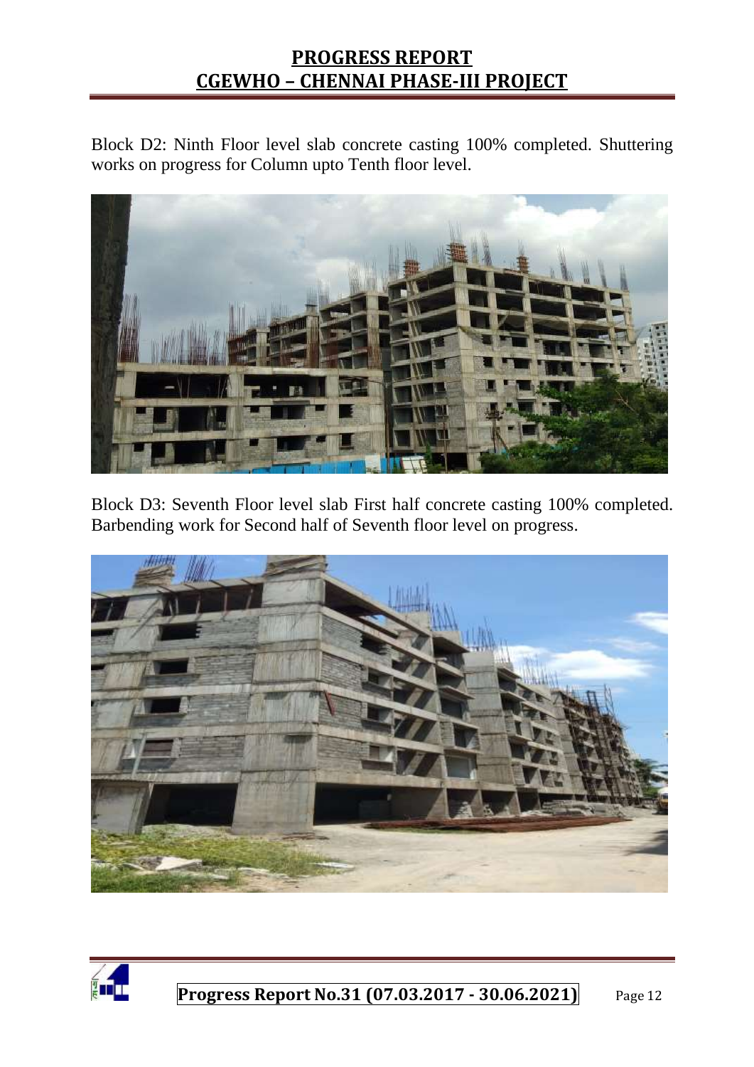Block D2: Ninth Floor level slab concrete casting 100% completed. Shuttering works on progress for Column upto Tenth floor level.

Block D3: Seventh Floor level slab First half concrete casting 100% completed. Barbending work for Second half of Seventh floor level on progress.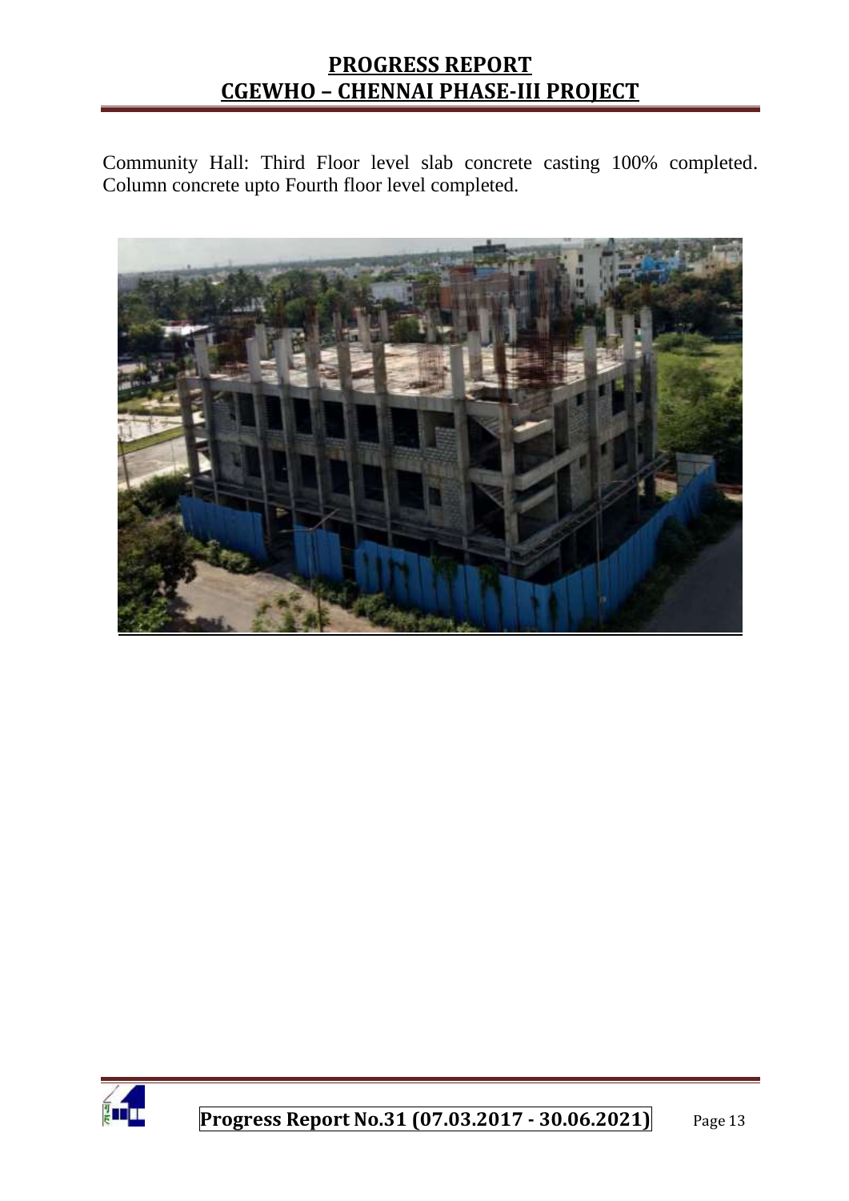Community Hall: Third Floor level slab concrete casting 100% completed. Column concrete upto Fourth floor level completed.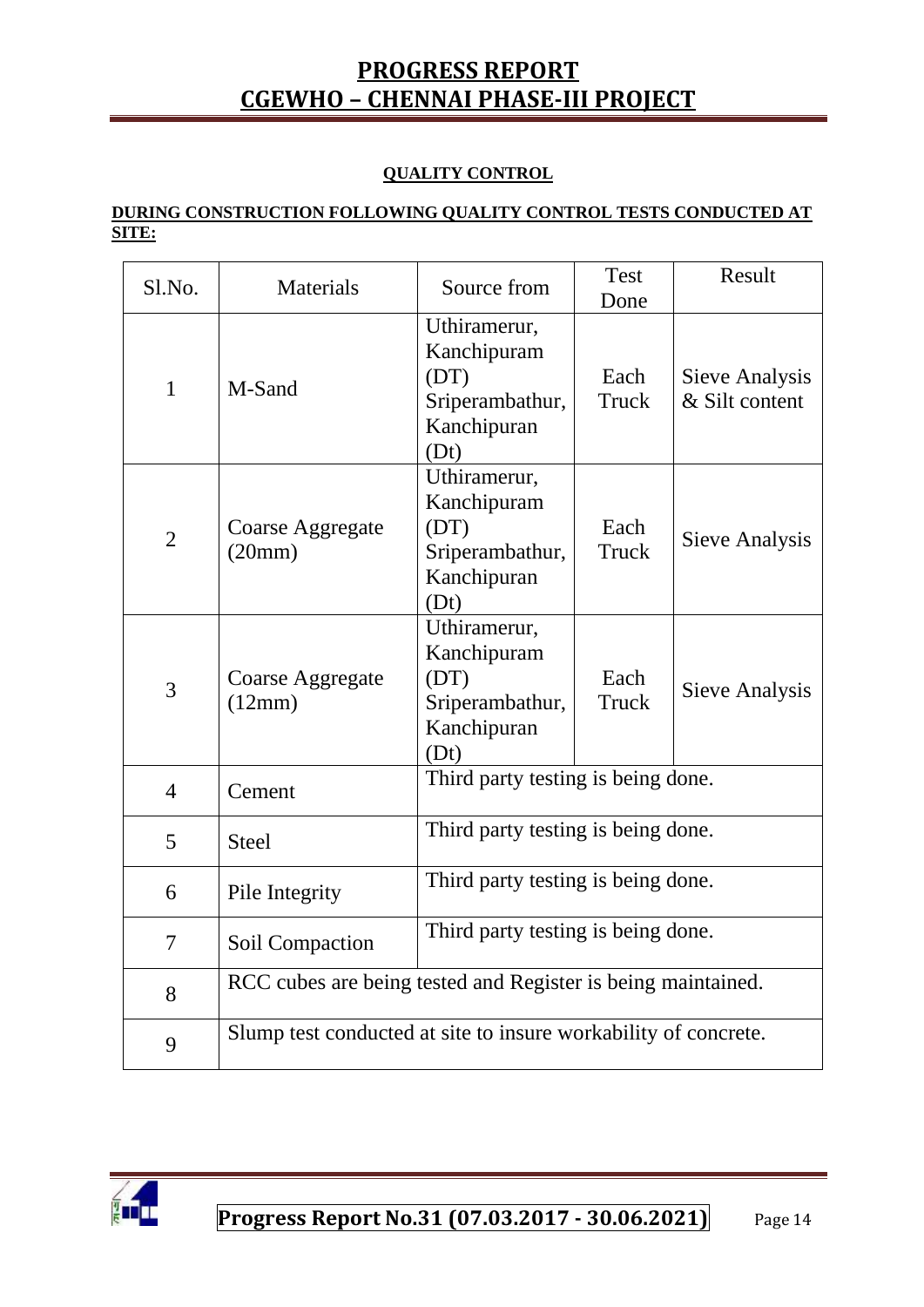## QUALITY CONTROL

**DURING CONSTRUCTION FOLLOWING QUALITY CONTROL TESTS CONDUCTED AT SITE:**

| Sl.No. | Materials | Source from | Test Done | Result |
|---|---|---|---|---|
| 1 | M-Sand | Uthiramerur, Kanchipuram (DT) Sriperambathur, Kanchipuran (Dt) | Each Truck | Sieve Analysis & Silt content |
| 2 | Coarse Aggregate (20mm) | Uthiramerur, Kanchipuram (DT) Sriperambathur, Kanchipuran (Dt) | Each Truck | Sieve Analysis |
| 3 | Coarse Aggregate (12mm) | Uthiramerur, Kanchipuram (DT) Sriperambathur, Kanchipuran (Dt) | Each Truck | Sieve Analysis |
| 4 | Cement | Third party testing is being done. | | |
| 5 | Steel | Third party testing is being done. | | |
| 6 | Pile Integrity | Third party testing is being done. | | |
| 7 | Soil Compaction | Third party testing is being done. | | |
| 8 | RCC cubes are being tested and Register is being maintained. | | | |
| 9 | Slump test conducted at site to insure workability of concrete. | | | |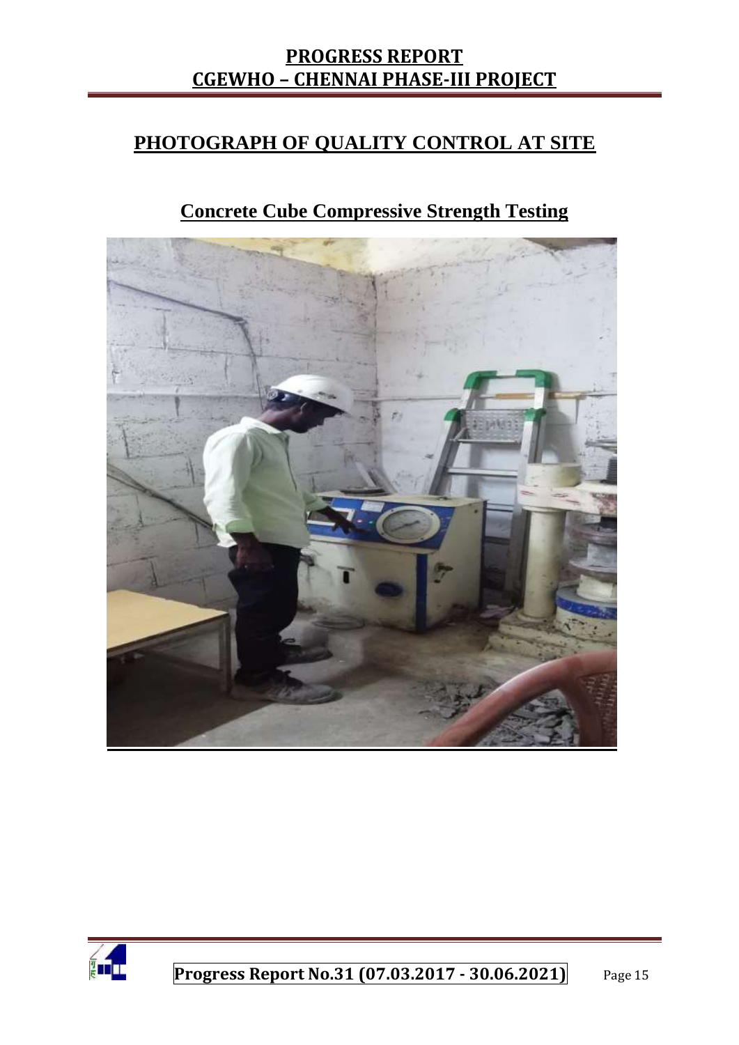## PHOTOGRAPH OF QUALITY CONTROL AT SITE

### Concrete Cube Compressive Strength Testing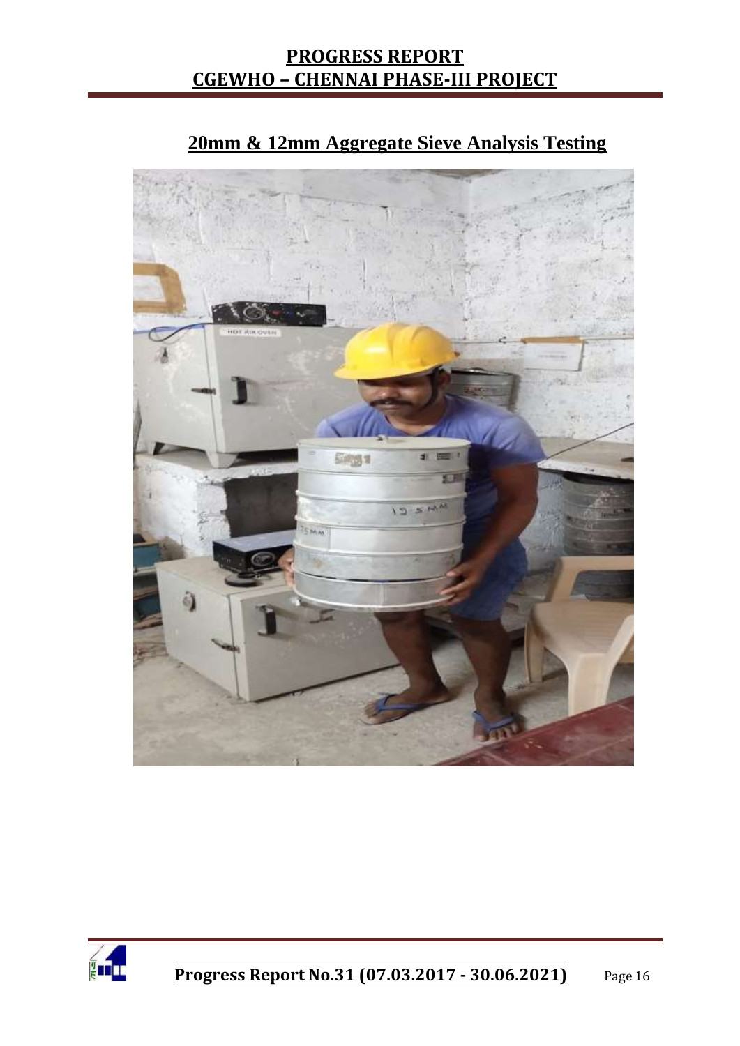## 20mm & 12mm Aggregate Sieve Analysis Testing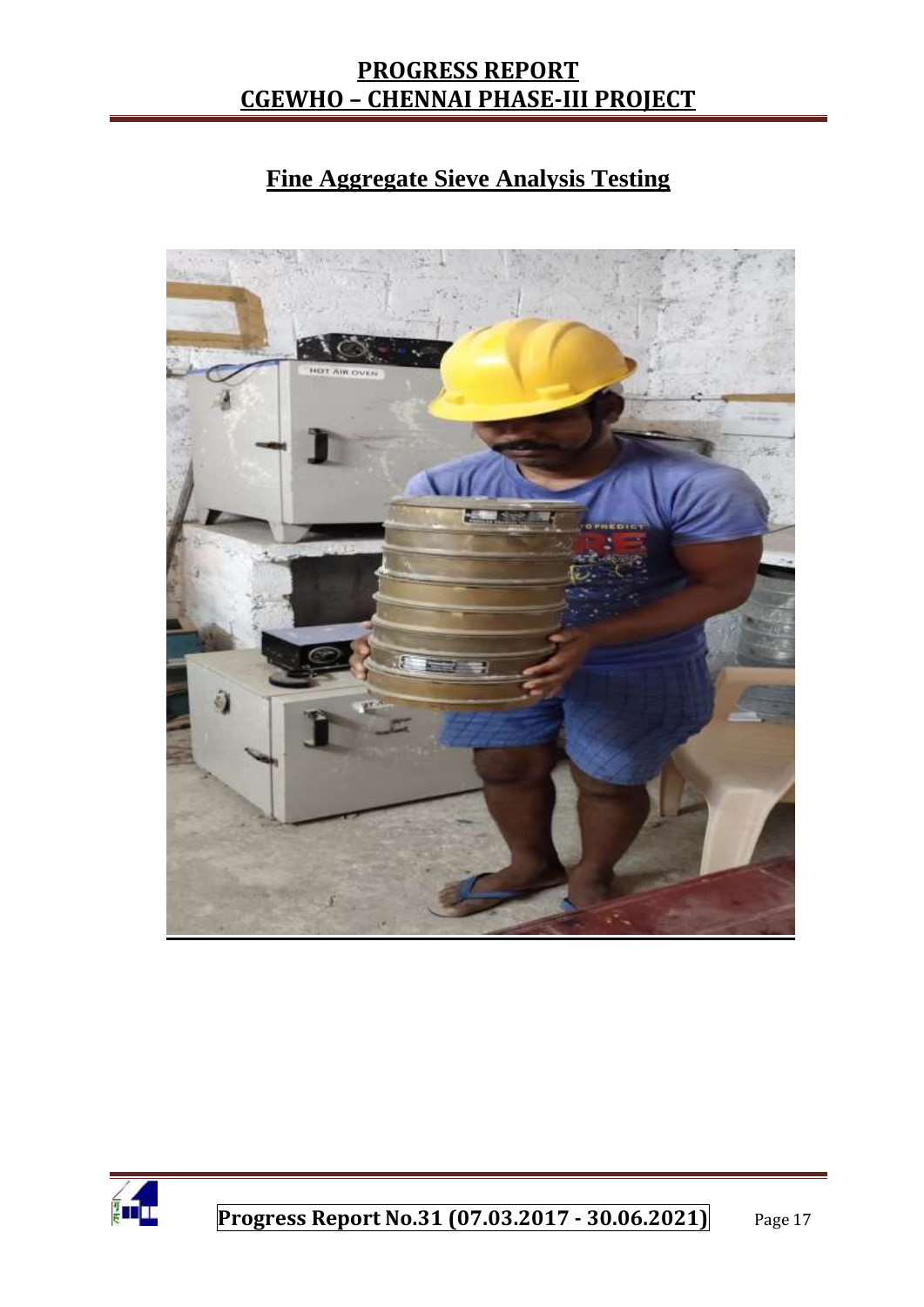# Fine Aggregate Sieve Analysis Testing